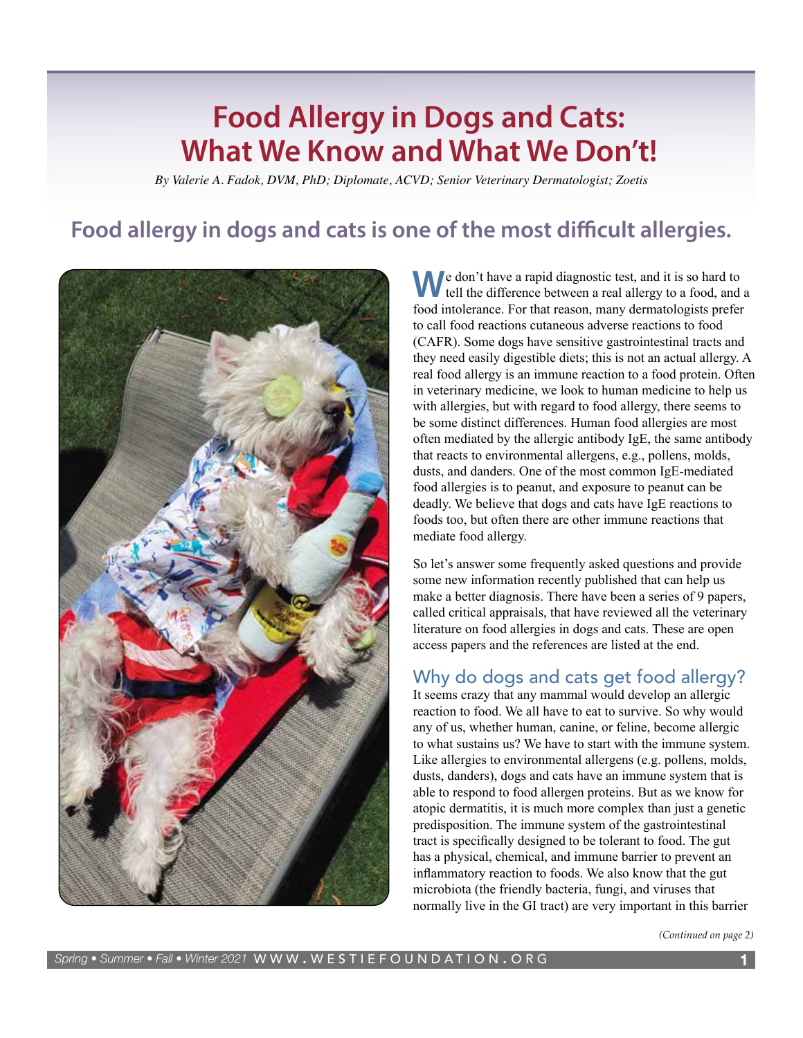# Food Allergy in Dogs and Cats: What We Know and What We Don't!

*By Valerie A. Fadok, DVM, PhD; Diplomate, ACVD; Senior Veterinary Dermatologist; Zoetis*

## Food allergy in dogs and cats is one of the most difficult allergies.

We don't have a rapid diagnostic test, and it is so hard to tell the difference between a real allergy to a food, and a food intolerance. For that reason, many dermatologists prefer to call food reactions cutaneous adverse reactions to food (CAFR). Some dogs have sensitive gastrointestinal tracts and they need easily digestible diets; this is not an actual allergy. A real food allergy is an immune reaction to a food protein. Often in veterinary medicine, we look to human medicine to help us with allergies, but with regard to food allergy, there seems to be some distinct differences. Human food allergies are most often mediated by the allergic antibody IgE, the same antibody that reacts to environmental allergens, e.g., pollens, molds, dusts, and danders. One of the most common IgE-mediated food allergies is to peanut, and exposure to peanut can be deadly. We believe that dogs and cats have IgE reactions to foods too, but often there are other immune reactions that mediate food allergy.

So let's answer some frequently asked questions and provide some new information recently published that can help us make a better diagnosis. There have been a series of 9 papers, called critical appraisals, that have reviewed all the veterinary literature on food allergies in dogs and cats. These are open access papers and the references are listed at the end.

### Why do dogs and cats get food allergy?

It seems crazy that any mammal would develop an allergic reaction to food. We all have to eat to survive. So why would any of us, whether human, canine, or feline, become allergic to what sustains us? We have to start with the immune system. Like allergies to environmental allergens (e.g. pollens, molds, dusts, danders), dogs and cats have an immune system that is able to respond to food allergen proteins. But as we know for atopic dermatitis, it is much more complex than just a genetic predisposition. The immune system of the gastrointestinal tract is specifically designed to be tolerant to food. The gut has a physical, chemical, and immune barrier to prevent an inflammatory reaction to foods. We also know that the gut microbiota (the friendly bacteria, fungi, and viruses that normally live in the GI tract) are very important in this barrier

*(Continued on page 2)*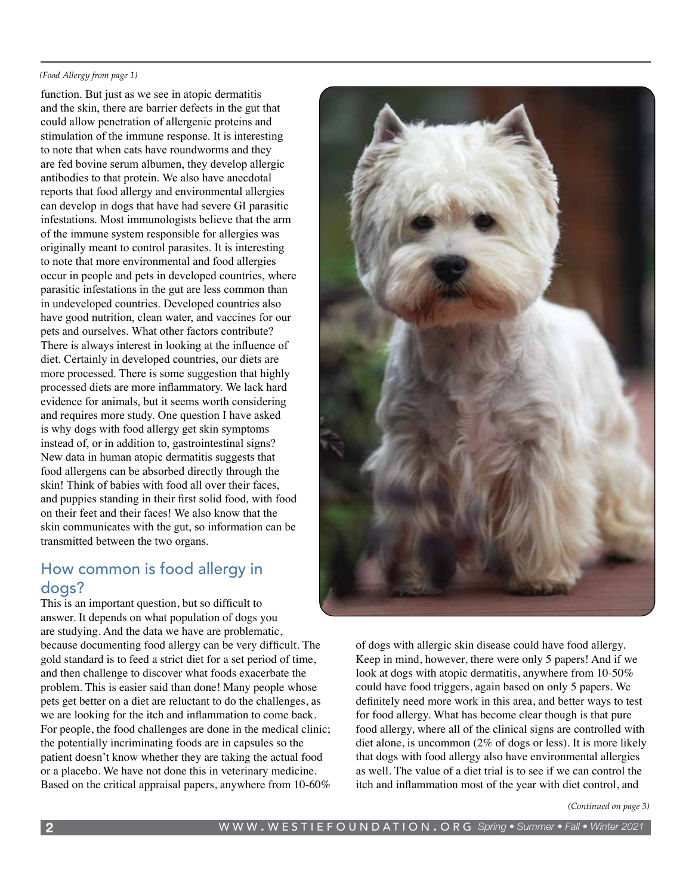*(Food Allergy from page 1)*

function. But just as we see in atopic dermatitis and the skin, there are barrier defects in the gut that could allow penetration of allergenic proteins and stimulation of the immune response. It is interesting to note that when cats have roundworms and they are fed bovine serum albumen, they develop allergic antibodies to that protein. We also have anecdotal reports that food allergy and environmental allergies can develop in dogs that have had severe GI parasitic infestations. Most immunologists believe that the arm of the immune system responsible for allergies was originally meant to control parasites. It is interesting to note that more environmental and food allergies occur in people and pets in developed countries, where parasitic infestations in the gut are less common than in undeveloped countries. Developed countries also have good nutrition, clean water, and vaccines for our pets and ourselves. What other factors contribute? There is always interest in looking at the influence of diet. Certainly in developed countries, our diets are more processed. There is some suggestion that highly processed diets are more inflammatory. We lack hard evidence for animals, but it seems worth considering and requires more study. One question I have asked is why dogs with food allergy get skin symptoms instead of, or in addition to, gastrointestinal signs? New data in human atopic dermatitis suggests that food allergens can be absorbed directly through the skin! Think of babies with food all over their faces, and puppies standing in their first solid food, with food on their feet and their faces! We also know that the skin communicates with the gut, so information can be transmitted between the two organs.

## How common is food allergy in dogs?

This is an important question, but so difficult to answer. It depends on what population of dogs you are studying. And the data we have are problematic, because documenting food allergy can be very difficult. The gold standard is to feed a strict diet for a set period of time, and then challenge to discover what foods exacerbate the problem. This is easier said than done! Many people whose pets get better on a diet are reluctant to do the challenges, as we are looking for the itch and inflammation to come back. For people, the food challenges are done in the medical clinic; the potentially incriminating foods are in capsules so the patient doesn't know whether they are taking the actual food or a placebo. We have not done this in veterinary medicine. Based on the critical appraisal papers, anywhere from 10-60% of dogs with allergic skin disease could have food allergy. Keep in mind, however, there were only 5 papers! And if we look at dogs with atopic dermatitis, anywhere from 10-50% could have food triggers, again based on only 5 papers. We definitely need more work in this area, and better ways to test for food allergy. What has become clear though is that pure food allergy, where all of the clinical signs are controlled with diet alone, is uncommon (2% of dogs or less). It is more likely that dogs with food allergy also have environmental allergies as well. The value of a diet trial is to see if we can control the itch and inflammation most of the year with diet control, and

*(Continued on page 3)*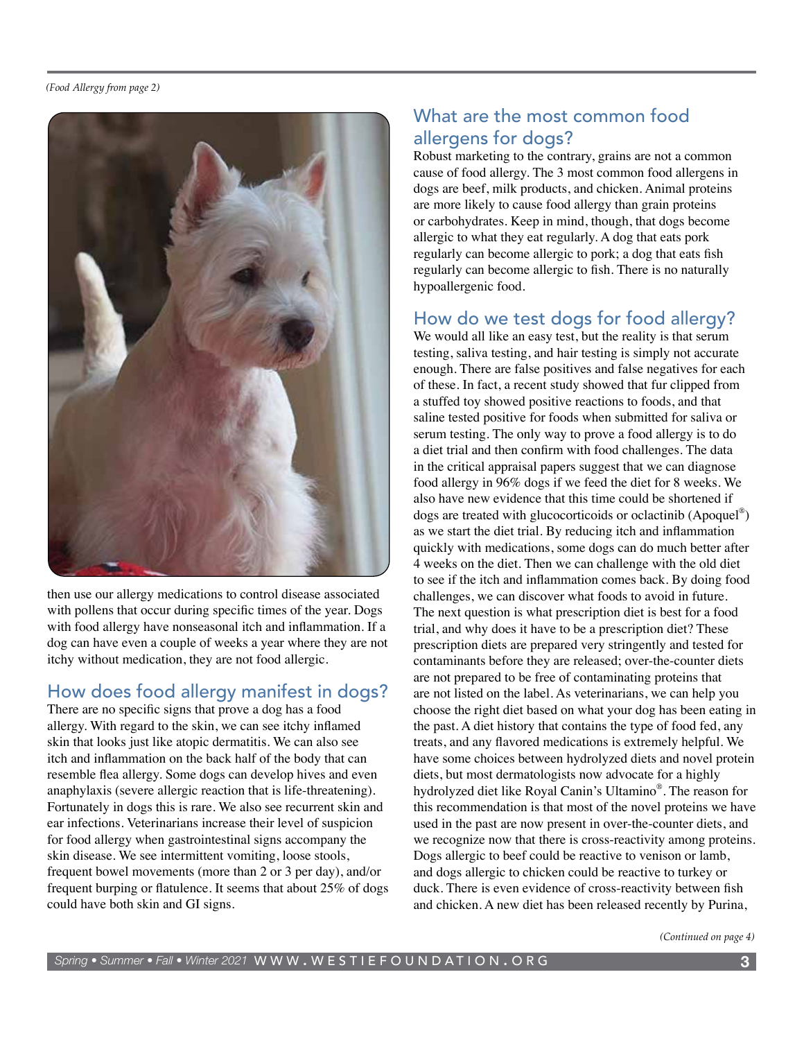*(Food Allergy from page 2)*

then use our allergy medications to control disease associated with pollens that occur during specific times of the year. Dogs with food allergy have nonseasonal itch and inflammation. If a dog can have even a couple of weeks a year where they are not itchy without medication, they are not food allergic.

## How does food allergy manifest in dogs?

There are no specific signs that prove a dog has a food allergy. With regard to the skin, we can see itchy inflamed skin that looks just like atopic dermatitis. We can also see itch and inflammation on the back half of the body that can resemble flea allergy. Some dogs can develop hives and even anaphylaxis (severe allergic reaction that is life-threatening). Fortunately in dogs this is rare. We also see recurrent skin and ear infections. Veterinarians increase their level of suspicion for food allergy when gastrointestinal signs accompany the skin disease. We see intermittent vomiting, loose stools, frequent bowel movements (more than 2 or 3 per day), and/or frequent burping or flatulence. It seems that about 25% of dogs could have both skin and GI signs.

## What are the most common food allergens for dogs?

Robust marketing to the contrary, grains are not a common cause of food allergy. The 3 most common food allergens in dogs are beef, milk products, and chicken. Animal proteins are more likely to cause food allergy than grain proteins or carbohydrates. Keep in mind, though, that dogs become allergic to what they eat regularly. A dog that eats pork regularly can become allergic to pork; a dog that eats fish regularly can become allergic to fish. There is no naturally hypoallergenic food.

## How do we test dogs for food allergy?

We would all like an easy test, but the reality is that serum testing, saliva testing, and hair testing is simply not accurate enough. There are false positives and false negatives for each of these. In fact, a recent study showed that fur clipped from a stuffed toy showed positive reactions to foods, and that saline tested positive for foods when submitted for saliva or serum testing. The only way to prove a food allergy is to do a diet trial and then confirm with food challenges. The data in the critical appraisal papers suggest that we can diagnose food allergy in 96% dogs if we feed the diet for 8 weeks. We also have new evidence that this time could be shortened if dogs are treated with glucocorticoids or oclactinib (Apoquel®) as we start the diet trial. By reducing itch and inflammation quickly with medications, some dogs can do much better after 4 weeks on the diet. Then we can challenge with the old diet to see if the itch and inflammation comes back. By doing food challenges, we can discover what foods to avoid in future. The next question is what prescription diet is best for a food trial, and why does it have to be a prescription diet? These prescription diets are prepared very stringently and tested for contaminants before they are released; over-the-counter diets are not prepared to be free of contaminating proteins that are not listed on the label. As veterinarians, we can help you choose the right diet based on what your dog has been eating in the past. A diet history that contains the type of food fed, any treats, and any flavored medications is extremely helpful. We have some choices between hydrolyzed diets and novel protein diets, but most dermatologists now advocate for a highly hydrolyzed diet like Royal Canin's Ultamino®. The reason for this recommendation is that most of the novel proteins we have used in the past are now present in over-the-counter diets, and we recognize now that there is cross-reactivity among proteins. Dogs allergic to beef could be reactive to venison or lamb, and dogs allergic to chicken could be reactive to turkey or duck. There is even evidence of cross-reactivity between fish and chicken. A new diet has been released recently by Purina,

*(Continued on page 4)*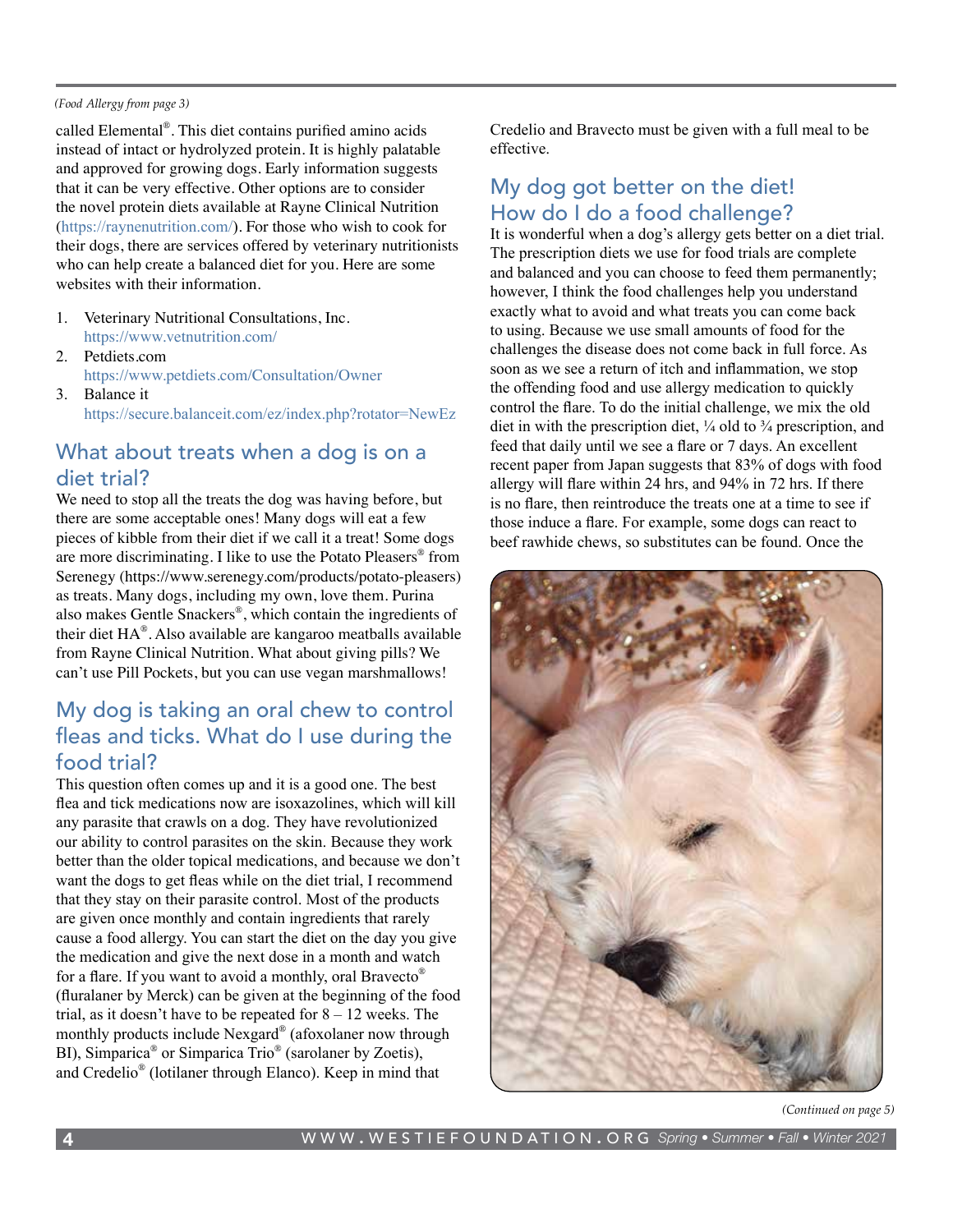*(Food Allergy from page 3)*

called Elemental®. This diet contains purified amino acids instead of intact or hydrolyzed protein. It is highly palatable and approved for growing dogs. Early information suggests that it can be very effective. Other options are to consider the novel protein diets available at Rayne Clinical Nutrition (https://raynenutrition.com/). For those who wish to cook for their dogs, there are services offered by veterinary nutritionists who can help create a balanced diet for you. Here are some websites with their information.

1. Veterinary Nutritional Consultations, Inc.
   https://www.vetnutrition.com/
2. Petdiets.com
   https://www.petdiets.com/Consultation/Owner
3. Balance it
   https://secure.balanceit.com/ez/index.php?rotator=NewEz

## What about treats when a dog is on a diet trial?

We need to stop all the treats the dog was having before, but there are some acceptable ones! Many dogs will eat a few pieces of kibble from their diet if we call it a treat! Some dogs are more discriminating. I like to use the Potato Pleasers® from Serenegy (https://www.serenegy.com/products/potato-pleasers) as treats. Many dogs, including my own, love them. Purina also makes Gentle Snackers®, which contain the ingredients of their diet HA®. Also available are kangaroo meatballs available from Rayne Clinical Nutrition. What about giving pills? We can't use Pill Pockets, but you can use vegan marshmallows!

## My dog is taking an oral chew to control fleas and ticks. What do I use during the food trial?

This question often comes up and it is a good one. The best flea and tick medications now are isoxazolines, which will kill any parasite that crawls on a dog. They have revolutionized our ability to control parasites on the skin. Because they work better than the older topical medications, and because we don't want the dogs to get fleas while on the diet trial, I recommend that they stay on their parasite control. Most of the products are given once monthly and contain ingredients that rarely cause a food allergy. You can start the diet on the day you give the medication and give the next dose in a month and watch for a flare. If you want to avoid a monthly, oral Bravecto® (fluralaner by Merck) can be given at the beginning of the food trial, as it doesn't have to be repeated for 8 – 12 weeks. The monthly products include Nexgard® (afoxolaner now through BI), Simparica® or Simparica Trio® (sarolaner by Zoetis), and Credelio® (lotilaner through Elanco). Keep in mind that Credelio and Bravecto must be given with a full meal to be effective.

## My dog got better on the diet! How do I do a food challenge?

It is wonderful when a dog's allergy gets better on a diet trial. The prescription diets we use for food trials are complete and balanced and you can choose to feed them permanently; however, I think the food challenges help you understand exactly what to avoid and what treats you can come back to using. Because we use small amounts of food for the challenges the disease does not come back in full force. As soon as we see a return of itch and inflammation, we stop the offending food and use allergy medication to quickly control the flare. To do the initial challenge, we mix the old diet in with the prescription diet, ¼ old to ¾ prescription, and feed that daily until we see a flare or 7 days. An excellent recent paper from Japan suggests that 83% of dogs with food allergy will flare within 24 hrs, and 94% in 72 hrs. If there is no flare, then reintroduce the treats one at a time to see if those induce a flare. For example, some dogs can react to beef rawhide chews, so substitutes can be found. Once the

*(Continued on page 5)*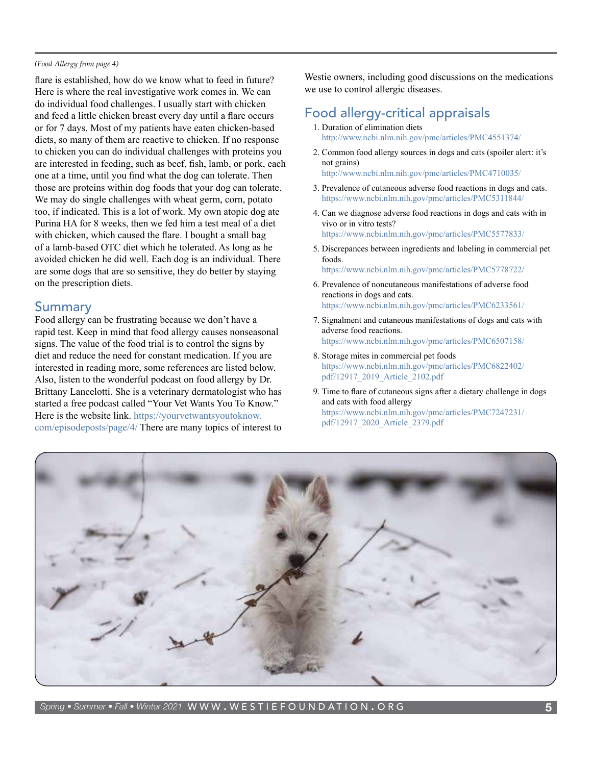*(Food Allergy from page 4)*

flare is established, how do we know what to feed in future? Here is where the real investigative work comes in. We can do individual food challenges. I usually start with chicken and feed a little chicken breast every day until a flare occurs or for 7 days. Most of my patients have eaten chicken-based diets, so many of them are reactive to chicken. If no response to chicken you can do individual challenges with proteins you are interested in feeding, such as beef, fish, lamb, or pork, each one at a time, until you find what the dog can tolerate. Then those are proteins within dog foods that your dog can tolerate. We may do single challenges with wheat germ, corn, potato too, if indicated. This is a lot of work. My own atopic dog ate Purina HA for 8 weeks, then we fed him a test meal of a diet with chicken, which caused the flare. I bought a small bag of a lamb-based OTC diet which he tolerated. As long as he avoided chicken he did well. Each dog is an individual. There are some dogs that are so sensitive, they do better by staying on the prescription diets.

## Summary

Food allergy can be frustrating because we don't have a rapid test. Keep in mind that food allergy causes nonseasonal signs. The value of the food trial is to control the signs by diet and reduce the need for constant medication. If you are interested in reading more, some references are listed below. Also, listen to the wonderful podcast on food allergy by Dr. Brittany Lancelotti. She is a veterinary dermatologist who has started a free podcast called "Your Vet Wants You To Know." Here is the website link. https://yourvetwantsyoutoknow.com/episodeposts/page/4/ There are many topics of interest to Westie owners, including good discussions on the medications we use to control allergic diseases.

## Food allergy-critical appraisals

1. Duration of elimination diets
   http://www.ncbi.nlm.nih.gov/pmc/articles/PMC4551374/
2. Common food allergy sources in dogs and cats (spoiler alert: it's not grains)
   http://www.ncbi.nlm.nih.gov/pmc/articles/PMC4710035/
3. Prevalence of cutaneous adverse food reactions in dogs and cats.
   https://www.ncbi.nlm.nih.gov/pmc/articles/PMC5311844/
4. Can we diagnose adverse food reactions in dogs and cats with in vivo or in vitro tests?
   https://www.ncbi.nlm.nih.gov/pmc/articles/PMC5577833/
5. Discrepances between ingredients and labeling in commercial pet foods.
   https://www.ncbi.nlm.nih.gov/pmc/articles/PMC5778722/
6. Prevalence of noncutaneous manifestations of adverse food reactions in dogs and cats.
   https://www.ncbi.nlm.nih.gov/pmc/articles/PMC6233561/
7. Signalment and cutaneous manifestations of dogs and cats with adverse food reactions.
   https://www.ncbi.nlm.nih.gov/pmc/articles/PMC6507158/
8. Storage mites in commercial pet foods
   https://www.ncbi.nlm.nih.gov/pmc/articles/PMC6822402/pdf/12917_2019_Article_2102.pdf
9. Time to flare of cutaneous signs after a dietary challenge in dogs and cats with food allergy
   https://www.ncbi.nlm.nih.gov/pmc/articles/PMC7247231/pdf/12917_2020_Article_2379.pdf